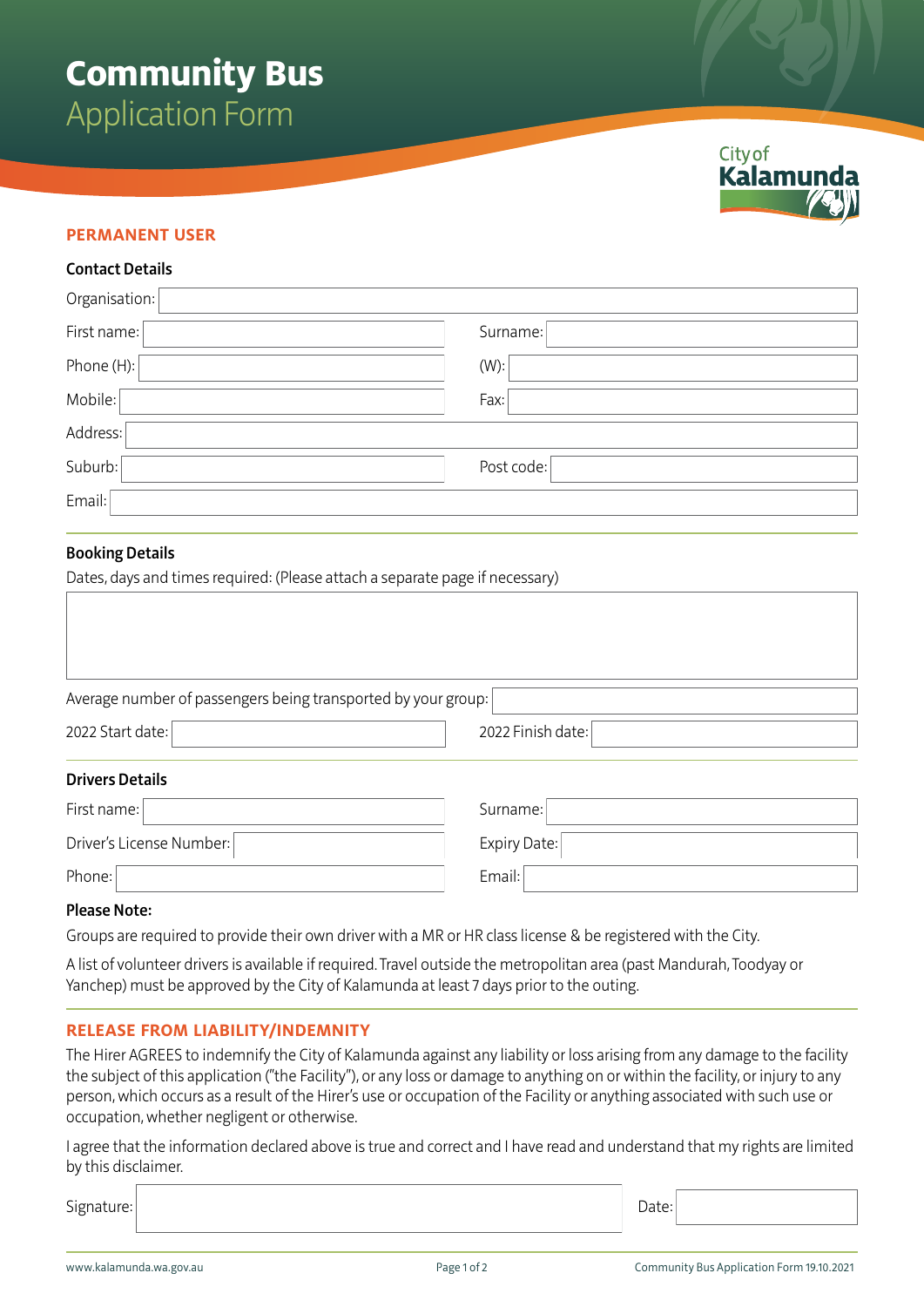# Community Bus
## Application Form

City of Kalamunda

### PERMANENT USER

**Contact Details**

Organisation:

First name: Surname:

Phone (H): (W):

Mobile: Fax:

Address:

Suburb: Post code:

Email:

**Booking Details**

Dates, days and times required: (Please attach a separate page if necessary)

Average number of passengers being transported by your group:

2022 Start date: 2022 Finish date:

**Drivers Details**

First name: Surname:

Driver's License Number: Expiry Date:

Phone: Email:

**Please Note:**

Groups are required to provide their own driver with a MR or HR class license & be registered with the City.

A list of volunteer drivers is available if required. Travel outside the metropolitan area (past Mandurah, Toodyay or Yanchep) must be approved by the City of Kalamunda at least 7 days prior to the outing.

### RELEASE FROM LIABILITY/INDEMNITY

The Hirer AGREES to indemnify the City of Kalamunda against any liability or loss arising from any damage to the facility the subject of this application ("the Facility"), or any loss or damage to anything on or within the facility, or injury to any person, which occurs as a result of the Hirer's use or occupation of the Facility or anything associated with such use or occupation, whether negligent or otherwise.

I agree that the information declared above is true and correct and I have read and understand that my rights are limited by this disclaimer.

Signature: Date:

www.kalamunda.wa.gov.au Community Bus Application Form 19.10.2021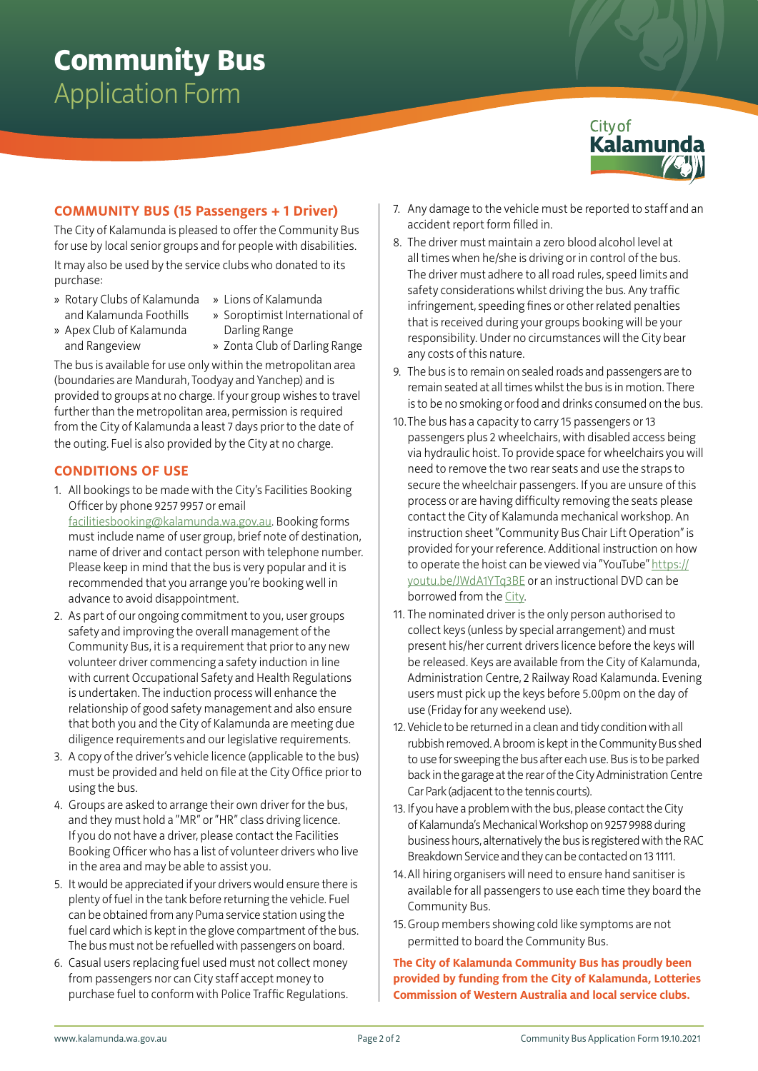# Community Bus
Application Form

City of Kalamunda

## COMMUNITY BUS (15 Passengers + 1 Driver)

The City of Kalamunda is pleased to offer the Community Bus for use by local senior groups and for people with disabilities.

It may also be used by the service clubs who donated to its purchase:

- Rotary Clubs of Kalamunda and Kalamunda Foothills
- Apex Club of Kalamunda and Rangeview
- Lions of Kalamunda
- Soroptimist International of Darling Range
- Zonta Club of Darling Range

The bus is available for use only within the metropolitan area (boundaries are Mandurah, Toodyay and Yanchep) and is provided to groups at no charge. If your group wishes to travel further than the metropolitan area, permission is required from the City of Kalamunda a least 7 days prior to the date of the outing. Fuel is also provided by the City at no charge.

## CONDITIONS OF USE

1. All bookings to be made with the City's Facilities Booking Officer by phone 9257 9957 or email facilitiesbooking@kalamunda.wa.gov.au. Booking forms must include name of user group, brief note of destination, name of driver and contact person with telephone number. Please keep in mind that the bus is very popular and it is recommended that you arrange you're booking well in advance to avoid disappointment.
2. As part of our ongoing commitment to you, user groups safety and improving the overall management of the Community Bus, it is a requirement that prior to any new volunteer driver commencing a safety induction in line with current Occupational Safety and Health Regulations is undertaken. The induction process will enhance the relationship of good safety management and also ensure that both you and the City of Kalamunda are meeting due diligence requirements and our legislative requirements.
3. A copy of the driver's vehicle licence (applicable to the bus) must be provided and held on file at the City Office prior to using the bus.
4. Groups are asked to arrange their own driver for the bus, and they must hold a "MR" or "HR" class driving licence. If you do not have a driver, please contact the Facilities Booking Officer who has a list of volunteer drivers who live in the area and may be able to assist you.
5. It would be appreciated if your drivers would ensure there is plenty of fuel in the tank before returning the vehicle. Fuel can be obtained from any Puma service station using the fuel card which is kept in the glove compartment of the bus. The bus must not be refuelled with passengers on board.
6. Casual users replacing fuel used must not collect money from passengers nor can City staff accept money to purchase fuel to conform with Police Traffic Regulations.
7. Any damage to the vehicle must be reported to staff and an accident report form filled in.
8. The driver must maintain a zero blood alcohol level at all times when he/she is driving or in control of the bus. The driver must adhere to all road rules, speed limits and safety considerations whilst driving the bus. Any traffic infringement, speeding fines or other related penalties that is received during your groups booking will be your responsibility. Under no circumstances will the City bear any costs of this nature.
9. The bus is to remain on sealed roads and passengers are to remain seated at all times whilst the bus is in motion. There is to be no smoking or food and drinks consumed on the bus.
10. The bus has a capacity to carry 15 passengers or 13 passengers plus 2 wheelchairs, with disabled access being via hydraulic hoist. To provide space for wheelchairs you will need to remove the two rear seats and use the straps to secure the wheelchair passengers. If you are unsure of this process or are having difficulty removing the seats please contact the City of Kalamunda mechanical workshop. An instruction sheet "Community Bus Chair Lift Operation" is provided for your reference. Additional instruction on how to operate the hoist can be viewed via "YouTube" https://youtu.be/JWdA1YTq3BE or an instructional DVD can be borrowed from the City.
11. The nominated driver is the only person authorised to collect keys (unless by special arrangement) and must present his/her current drivers licence before the keys will be released. Keys are available from the City of Kalamunda, Administration Centre, 2 Railway Road Kalamunda. Evening users must pick up the keys before 5.00pm on the day of use (Friday for any weekend use).
12. Vehicle to be returned in a clean and tidy condition with all rubbish removed. A broom is kept in the Community Bus shed to use for sweeping the bus after each use. Bus is to be parked back in the garage at the rear of the City Administration Centre Car Park (adjacent to the tennis courts).
13. If you have a problem with the bus, please contact the City of Kalamunda's Mechanical Workshop on 9257 9988 during business hours, alternatively the bus is registered with the RAC Breakdown Service and they can be contacted on 13 1111.
14. All hiring organisers will need to ensure hand sanitiser is available for all passengers to use each time they board the Community Bus.
15. Group members showing cold like symptoms are not permitted to board the Community Bus.

**The City of Kalamunda Community Bus has proudly been provided by funding from the City of Kalamunda, Lotteries Commission of Western Australia and local service clubs.**